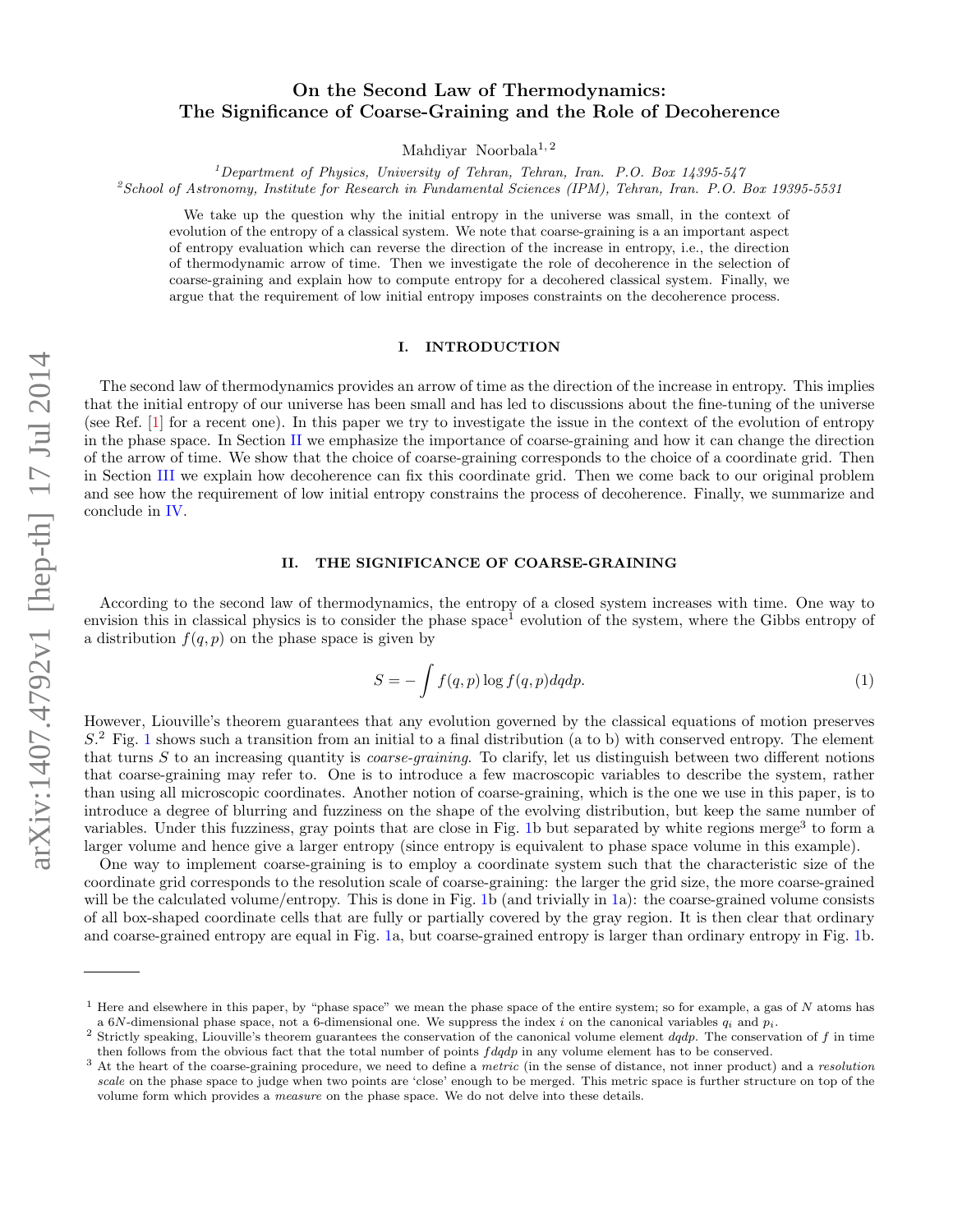# On the Second Law of Thermodynamics: The Significance of Coarse-Graining and the Role of Decoherence

Mahdiyar Noorbala[1,2]

[1]*Department of Physics, University of Tehran, Tehran, Iran. P.O. Box 14395-547*
[2]*School of Astronomy, Institute for Research in Fundamental Sciences (IPM), Tehran, Iran. P.O. Box 19395-5531*

We take up the question why the initial entropy in the universe was small, in the context of evolution of the entropy of a classical system. We note that coarse-graining is a an important aspect of entropy evaluation which can reverse the direction of the increase in entropy, i.e., the direction of thermodynamic arrow of time. Then we investigate the role of decoherence in the selection of coarse-graining and explain how to compute entropy for a decohered classical system. Finally, we argue that the requirement of low initial entropy imposes constraints on the decoherence process.

## I. INTRODUCTION

The second law of thermodynamics provides an arrow of time as the direction of the increase in entropy. This implies that the initial entropy of our universe has been small and has led to discussions about the fine-tuning of the universe (see Ref. [1] for a recent one). In this paper we try to investigate the issue in the context of the evolution of entropy in the phase space. In Section II we emphasize the importance of coarse-graining and how it can change the direction of the arrow of time. We show that the choice of coarse-graining corresponds to the choice of a coordinate grid. Then in Section III we explain how decoherence can fix this coordinate grid. Then we come back to our original problem and see how the requirement of low initial entropy constrains the process of decoherence. Finally, we summarize and conclude in IV.

## II. THE SIGNIFICANCE OF COARSE-GRAINING

According to the second law of thermodynamics, the entropy of a closed system increases with time. One way to envision this in classical physics is to consider the phase space[1] evolution of the system, where the Gibbs entropy of a distribution $f(q,p)$ on the phase space is given by

$$S = -\int f(q,p) \log f(q,p) dq dp. \tag{1}$$

However, Liouville's theorem guarantees that any evolution governed by the classical equations of motion preserves $S$.[2] Fig. 1 shows such a transition from an initial to a final distribution (a to b) with conserved entropy. The element that turns $S$ to an increasing quantity is *coarse-graining*. To clarify, let us distinguish between two different notions that coarse-graining may refer to. One is to introduce a few macroscopic variables to describe the system, rather than using all microscopic coordinates. Another notion of coarse-graining, which is the one we use in this paper, is to introduce a degree of blurring and fuzziness on the shape of the evolving distribution, but keep the same number of variables. Under this fuzziness, gray points that are close in Fig. 1b but separated by white regions merge[3] to form a larger volume and hence give a larger entropy (since entropy is equivalent to phase space volume in this example).

One way to implement coarse-graining is to employ a coordinate system such that the characteristic size of the coordinate grid corresponds to the resolution scale of coarse-graining: the larger the grid size, the more coarse-grained will be the calculated volume/entropy. This is done in Fig. 1b (and trivially in 1a): the coarse-grained volume consists of all box-shaped coordinate cells that are fully or partially covered by the gray region. It is then clear that ordinary and coarse-grained entropy are equal in Fig. 1a, but coarse-grained entropy is larger than ordinary entropy in Fig. 1b.

---

[1] Here and elsewhere in this paper, by "phase space" we mean the phase space of the entire system; so for example, a gas of $N$ atoms has a $6N$-dimensional phase space, not a 6-dimensional one. We suppress the index $i$ on the canonical variables $q_i$ and $p_i$.

[2] Strictly speaking, Liouville's theorem guarantees the conservation of the canonical volume element $dqdp$. The conservation of $f$ in time then follows from the obvious fact that the total number of points $fdqdp$ in any volume element has to be conserved.

[3] At the heart of the coarse-graining procedure, we need to define a *metric* (in the sense of distance, not inner product) and a *resolution scale* on the phase space to judge when two points are 'close' enough to be merged. This metric space is further structure on top of the volume form which provides a *measure* on the phase space. We do not delve into these details.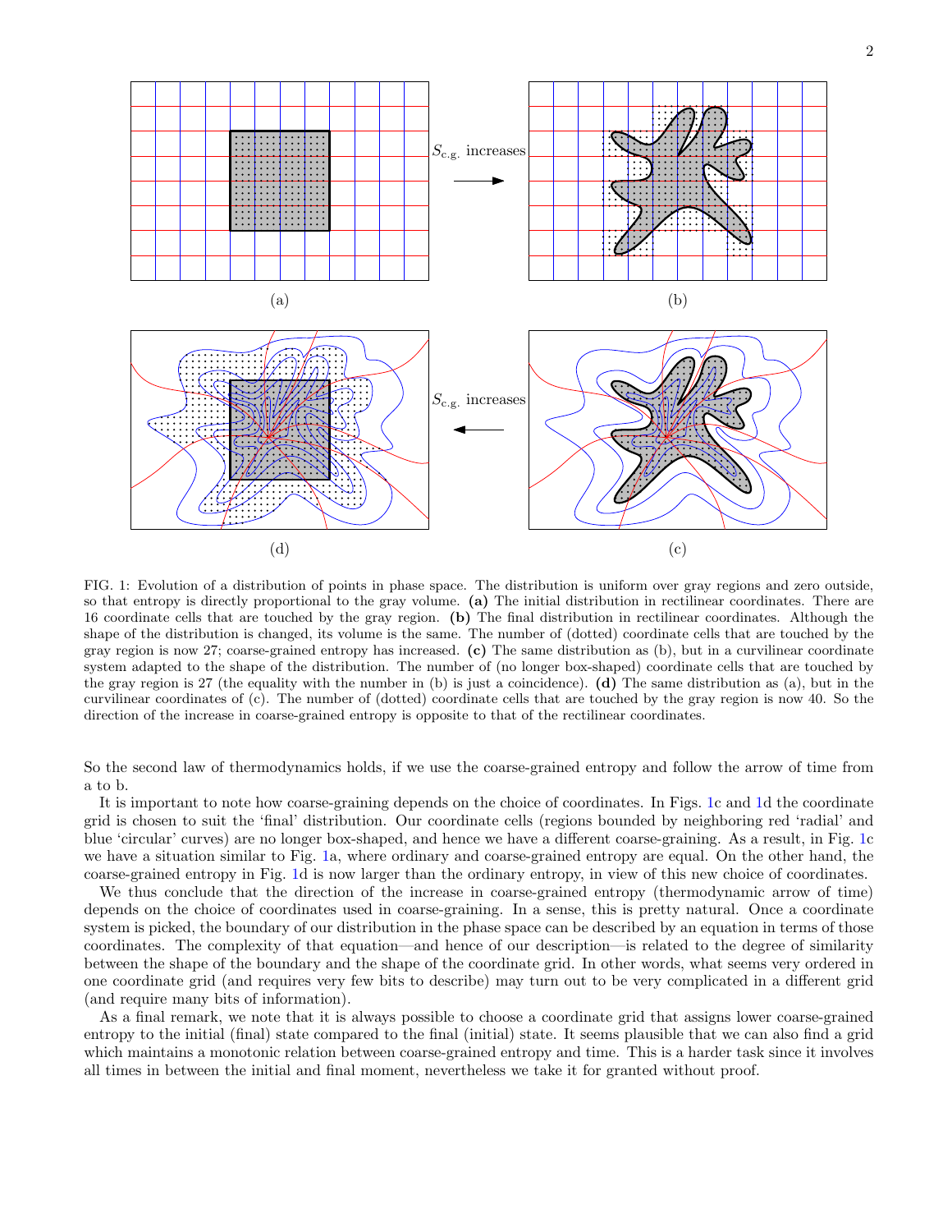FIG. 1: Evolution of a distribution of points in phase space. The distribution is uniform over gray regions and zero outside, so that entropy is directly proportional to the gray volume. **(a)** The initial distribution in rectilinear coordinates. There are 16 coordinate cells that are touched by the gray region. **(b)** The final distribution in rectilinear coordinates. Although the shape of the distribution is changed, its volume is the same. The number of (dotted) coordinate cells that are touched by the gray region is now 27; coarse-grained entropy has increased. **(c)** The same distribution as (b), but in a curvilinear coordinate system adapted to the shape of the distribution. The number of (no longer box-shaped) coordinate cells that are touched by the gray region is 27 (the equality with the number in (b) is just a coincidence). **(d)** The same distribution as (a), but in the curvilinear coordinates of (c). The number of (dotted) coordinate cells that are touched by the gray region is now 40. So the direction of the increase in coarse-grained entropy is opposite to that of the rectilinear coordinates.

So the second law of thermodynamics holds, if we use the coarse-grained entropy and follow the arrow of time from a to b.

It is important to note how coarse-graining depends on the choice of coordinates. In Figs. 1c and 1d the coordinate grid is chosen to suit the 'final' distribution. Our coordinate cells (regions bounded by neighboring red 'radial' and blue 'circular' curves) are no longer box-shaped, and hence we have a different coarse-graining. As a result, in Fig. 1c we have a situation similar to Fig. 1a, where ordinary and coarse-grained entropy are equal. On the other hand, the coarse-grained entropy in Fig. 1d is now larger than the ordinary entropy, in view of this new choice of coordinates.

We thus conclude that the direction of the increase in coarse-grained entropy (thermodynamic arrow of time) depends on the choice of coordinates used in coarse-graining. In a sense, this is pretty natural. Once a coordinate system is picked, the boundary of our distribution in the phase space can be described by an equation in terms of those coordinates. The complexity of that equation—and hence of our description—is related to the degree of similarity between the shape of the boundary and the shape of the coordinate grid. In other words, what seems very ordered in one coordinate grid (and requires very few bits to describe) may turn out to be very complicated in a different grid (and require many bits of information).

As a final remark, we note that it is always possible to choose a coordinate grid that assigns lower coarse-grained entropy to the initial (final) state compared to the final (initial) state. It seems plausible that we can also find a grid which maintains a monotonic relation between coarse-grained entropy and time. This is a harder task since it involves all times in between the initial and final moment, nevertheless we take it for granted without proof.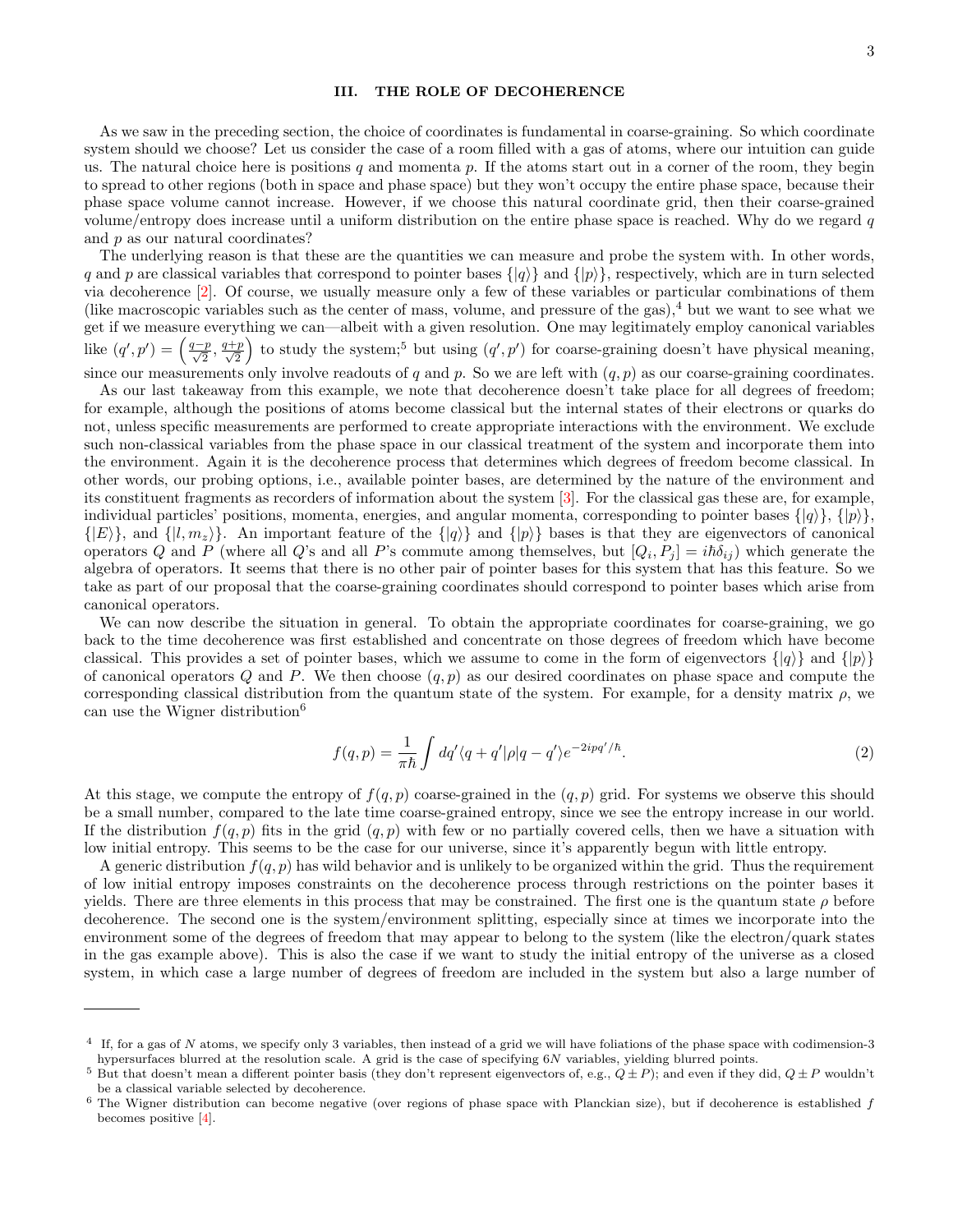## III. THE ROLE OF DECOHERENCE

As we saw in the preceding section, the choice of coordinates is fundamental in coarse-graining. So which coordinate system should we choose? Let us consider the case of a room filled with a gas of atoms, where our intuition can guide us. The natural choice here is positions $q$ and momenta $p$. If the atoms start out in a corner of the room, they begin to spread to other regions (both in space and phase space) but they won't occupy the entire phase space, because their phase space volume cannot increase. However, if we choose this natural coordinate grid, then their coarse-grained volume/entropy does increase until a uniform distribution on the entire phase space is reached. Why do we regard $q$ and $p$ as our natural coordinates?

The underlying reason is that these are the quantities we can measure and probe the system with. In other words, $q$ and $p$ are classical variables that correspond to pointer bases $\{|q\rangle\}$ and $\{|p\rangle\}$, respectively, which are in turn selected via decoherence [2]. Of course, we usually measure only a few of these variables or particular combinations of them (like macroscopic variables such as the center of mass, volume, and pressure of the gas),[4] but we want to see what we get if we measure everything we can—albeit with a given resolution. One may legitimately employ canonical variables like $(q', p') = \left(\frac{q-p}{\sqrt{2}}, \frac{q+p}{\sqrt{2}}\right)$ to study the system;[5] but using $(q', p')$ for coarse-graining doesn't have physical meaning, since our measurements only involve readouts of $q$ and $p$. So we are left with $(q, p)$ as our coarse-graining coordinates.

As our last takeaway from this example, we note that decoherence doesn't take place for all degrees of freedom; for example, although the positions of atoms become classical but the internal states of their electrons or quarks do not, unless specific measurements are performed to create appropriate interactions with the environment. We exclude such non-classical variables from the phase space in our classical treatment of the system and incorporate them into the environment. Again it is the decoherence process that determines which degrees of freedom become classical. In other words, our probing options, i.e., available pointer bases, are determined by the nature of the environment and its constituent fragments as recorders of information about the system [3]. For the classical gas these are, for example, individual particles' positions, momenta, energies, and angular momenta, corresponding to pointer bases $\{|q\rangle\}$, $\{|p\rangle\}$, $\{|E\rangle\}$, and $\{|l, m_z\rangle\}$. An important feature of the $\{|q\rangle\}$ and $\{|p\rangle\}$ bases is that they are eigenvectors of canonical operators $Q$ and $P$ (where all $Q$'s and all $P$'s commute among themselves, but $[Q_i, P_j] = i\hbar\delta_{ij}$) which generate the algebra of operators. It seems that there is no other pair of pointer bases for this system that has this feature. So we take as part of our proposal that the coarse-graining coordinates should correspond to pointer bases which arise from canonical operators.

We can now describe the situation in general. To obtain the appropriate coordinates for coarse-graining, we go back to the time decoherence was first established and concentrate on those degrees of freedom which have become classical. This provides a set of pointer bases, which we assume to come in the form of eigenvectors $\{|q\rangle\}$ and $\{|p\rangle\}$ of canonical operators $Q$ and $P$. We then choose $(q, p)$ as our desired coordinates on phase space and compute the corresponding classical distribution from the quantum state of the system. For example, for a density matrix $\rho$, we can use the Wigner distribution[6]

$$f(q,p) = \frac{1}{\pi\hbar}\int dq' \langle q + q'|\rho|q - q'\rangle e^{-2ipq'/\hbar}. \tag{2}$$

At this stage, we compute the entropy of $f(q, p)$ coarse-grained in the $(q, p)$ grid. For systems we observe this should be a small number, compared to the late time coarse-grained entropy, since we see the entropy increase in our world. If the distribution $f(q, p)$ fits in the grid $(q, p)$ with few or no partially covered cells, then we have a situation with low initial entropy. This seems to be the case for our universe, since it's apparently begun with little entropy.

A generic distribution $f(q, p)$ has wild behavior and is unlikely to be organized within the grid. Thus the requirement of low initial entropy imposes constraints on the decoherence process through restrictions on the pointer bases it yields. There are three elements in this process that may be constrained. The first one is the quantum state $\rho$ before decoherence. The second one is the system/environment splitting, especially since at times we incorporate into the environment some of the degrees of freedom that may appear to belong to the system (like the electron/quark states in the gas example above). This is also the case if we want to study the initial entropy of the universe as a closed system, in which case a large number of degrees of freedom are included in the system but also a large number of

---

[4] If, for a gas of $N$ atoms, we specify only 3 variables, then instead of a grid we will have foliations of the phase space with codimension-3 hypersurfaces blurred at the resolution scale. A grid is the case of specifying $6N$ variables, yielding blurred points.

[5] But that doesn't mean a different pointer basis (they don't represent eigenvectors of, e.g., $Q \pm P$); and even if they did, $Q \pm P$ wouldn't be a classical variable selected by decoherence.

[6] The Wigner distribution can become negative (over regions of phase space with Planckian size), but if decoherence is established $f$ becomes positive [4].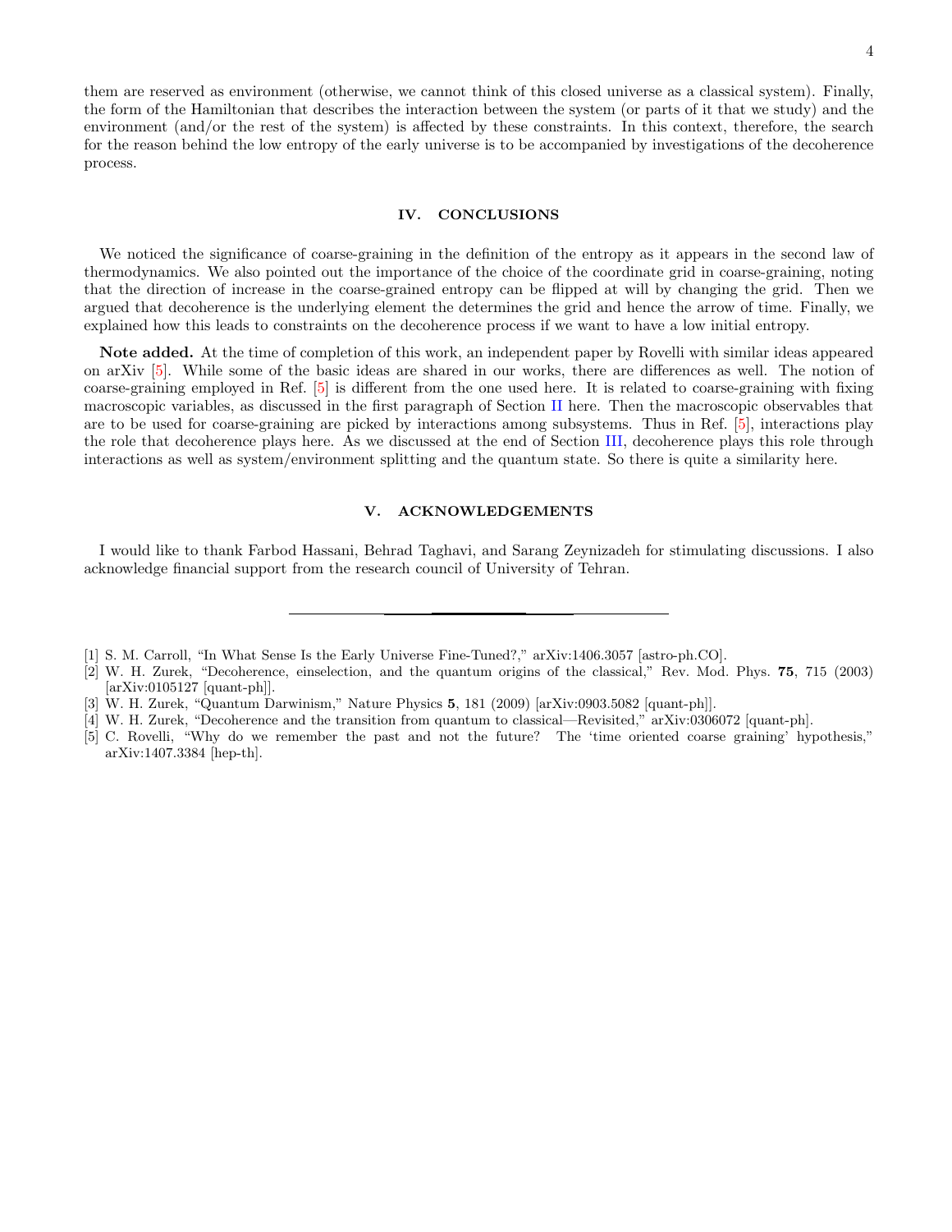them are reserved as environment (otherwise, we cannot think of this closed universe as a classical system). Finally, the form of the Hamiltonian that describes the interaction between the system (or parts of it that we study) and the environment (and/or the rest of the system) is affected by these constraints. In this context, therefore, the search for the reason behind the low entropy of the early universe is to be accompanied by investigations of the decoherence process.

## IV. CONCLUSIONS

We noticed the significance of coarse-graining in the definition of the entropy as it appears in the second law of thermodynamics. We also pointed out the importance of the choice of the coordinate grid in coarse-graining, noting that the direction of increase in the coarse-grained entropy can be flipped at will by changing the grid. Then we argued that decoherence is the underlying element the determines the grid and hence the arrow of time. Finally, we explained how this leads to constraints on the decoherence process if we want to have a low initial entropy.

**Note added.** At the time of completion of this work, an independent paper by Rovelli with similar ideas appeared on arXiv [5]. While some of the basic ideas are shared in our works, there are differences as well. The notion of coarse-graining employed in Ref. [5] is different from the one used here. It is related to coarse-graining with fixing macroscopic variables, as discussed in the first paragraph of Section II here. Then the macroscopic observables that are to be used for coarse-graining are picked by interactions among subsystems. Thus in Ref. [5], interactions play the role that decoherence plays here. As we discussed at the end of Section III, decoherence plays this role through interactions as well as system/environment splitting and the quantum state. So there is quite a similarity here.

## V. ACKNOWLEDGEMENTS

I would like to thank Farbod Hassani, Behrad Taghavi, and Sarang Zeynizadeh for stimulating discussions. I also acknowledge financial support from the research council of University of Tehran.

---

[1] S. M. Carroll, "In What Sense Is the Early Universe Fine-Tuned?," arXiv:1406.3057 [astro-ph.CO].

[2] W. H. Zurek, "Decoherence, einselection, and the quantum origins of the classical," Rev. Mod. Phys. **75**, 715 (2003) [arXiv:0105127 [quant-ph]].

[3] W. H. Zurek, "Quantum Darwinism," Nature Physics **5**, 181 (2009) [arXiv:0903.5082 [quant-ph]].

[4] W. H. Zurek, "Decoherence and the transition from quantum to classical—Revisited," arXiv:0306072 [quant-ph].

[5] C. Rovelli, "Why do we remember the past and not the future? The 'time oriented coarse graining' hypothesis," arXiv:1407.3384 [hep-th].